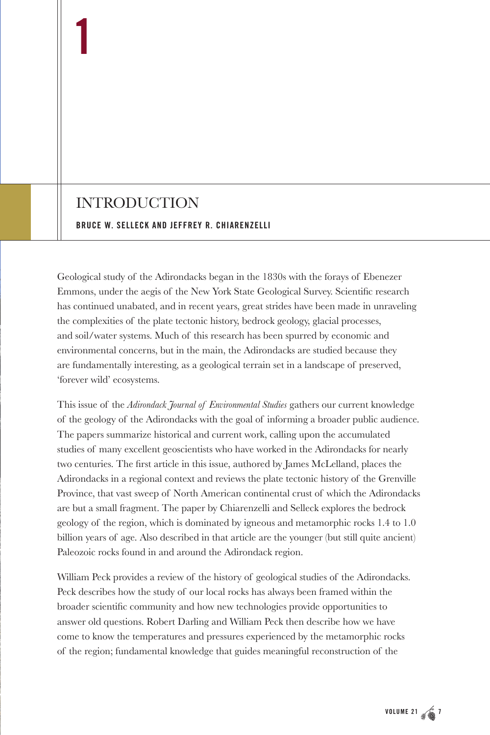1

# INTRODUCTION

**BRUCE W. SELLECK AND JEFFREY R. CHIARENZELLI**

Geological study of the Adirondacks began in the 1830s with the forays of Ebenezer Emmons, under the aegis of the New York State Geological Survey. Scientific research has continued unabated, and in recent years, great strides have been made in unraveling the complexities of the plate tectonic history, bedrock geology, glacial processes, and soil/water systems. Much of this research has been spurred by economic and environmental concerns, but in the main, the Adirondacks are studied because they are fundamentally interesting, as a geological terrain set in a landscape of preserved, 'forever wild' ecosystems.

This issue of the *Adirondack Journal of Environmental Studies* gathers our current knowledge of the geology of the Adirondacks with the goal of informing a broader public audience. The papers summarize historical and current work, calling upon the accumulated studies of many excellent geoscientists who have worked in the Adirondacks for nearly two centuries. The first article in this issue, authored by James McLelland, places the Adirondacks in a regional context and reviews the plate tectonic history of the Grenville Province, that vast sweep of North American continental crust of which the Adirondacks are but a small fragment. The paper by Chiarenzelli and Selleck explores the bedrock geology of the region, which is dominated by igneous and metamorphic rocks 1.4 to 1.0 billion years of age. Also described in that article are the younger (but still quite ancient) Paleozoic rocks found in and around the Adirondack region.

William Peck provides a review of the history of geological studies of the Adirondacks. Peck describes how the study of our local rocks has always been framed within the broader scientific community and how new technologies provide opportunities to answer old questions. Robert Darling and William Peck then describe how we have come to know the temperatures and pressures experienced by the metamorphic rocks of the region; fundamental knowledge that guides meaningful reconstruction of the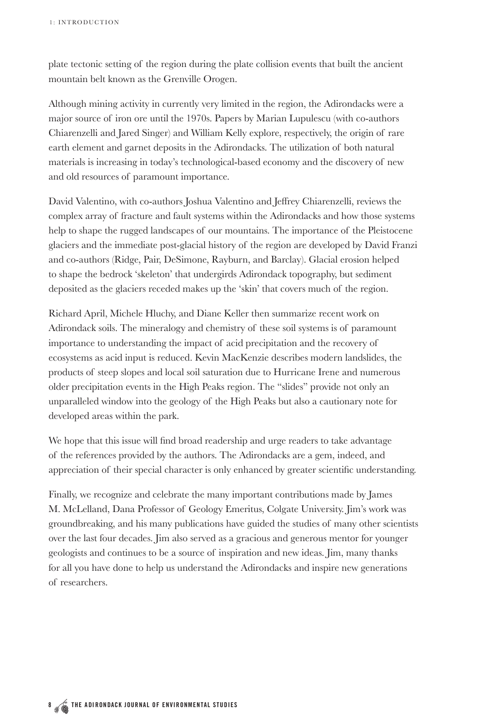plate tectonic setting of the region during the plate collision events that built the ancient mountain belt known as the Grenville Orogen.

Although mining activity in currently very limited in the region, the Adirondacks were a major source of iron ore until the 1970s. Papers by Marian Lupulescu (with co-authors Chiarenzelli and Jared Singer) and William Kelly explore, respectively, the origin of rare earth element and garnet deposits in the Adirondacks. The utilization of both natural materials is increasing in today's technological-based economy and the discovery of new and old resources of paramount importance.

David Valentino, with co-authors Joshua Valentino and Jeffrey Chiarenzelli, reviews the complex array of fracture and fault systems within the Adirondacks and how those systems help to shape the rugged landscapes of our mountains. The importance of the Pleistocene glaciers and the immediate post-glacial history of the region are developed by David Franzi and co-authors (Ridge, Pair, DeSimone, Rayburn, and Barclay). Glacial erosion helped to shape the bedrock 'skeleton' that undergirds Adirondack topography, but sediment deposited as the glaciers receded makes up the 'skin' that covers much of the region.

Richard April, Michele Hluchy, and Diane Keller then summarize recent work on Adirondack soils. The mineralogy and chemistry of these soil systems is of paramount importance to understanding the impact of acid precipitation and the recovery of ecosystems as acid input is reduced. Kevin MacKenzie describes modern landslides, the products of steep slopes and local soil saturation due to Hurricane Irene and numerous older precipitation events in the High Peaks region. The "slides" provide not only an unparalleled window into the geology of the High Peaks but also a cautionary note for developed areas within the park.

We hope that this issue will find broad readership and urge readers to take advantage of the references provided by the authors. The Adirondacks are a gem, indeed, and appreciation of their special character is only enhanced by greater scientific understanding.

Finally, we recognize and celebrate the many important contributions made by James M. McLelland, Dana Professor of Geology Emeritus, Colgate University. Jim's work was groundbreaking, and his many publications have guided the studies of many other scientists over the last four decades. Jim also served as a gracious and generous mentor for younger geologists and continues to be a source of inspiration and new ideas. Jim, many thanks for all you have done to help us understand the Adirondacks and inspire new generations of researchers.